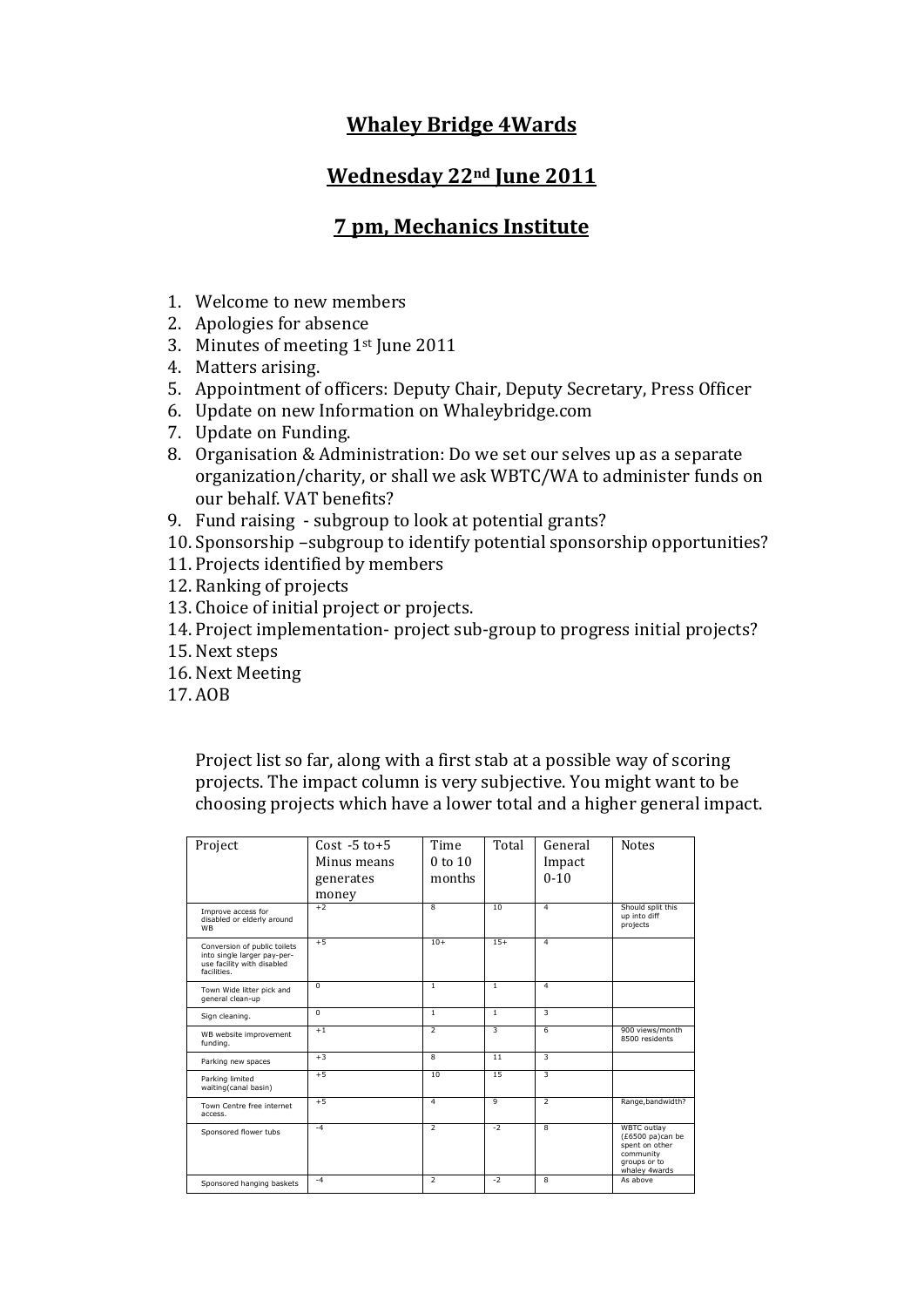# Whaley Bridge 4Wards

## Wednesday 22nd June 2011

## 7 pm, Mechanics Institute

1. Welcome to new members
2. Apologies for absence
3. Minutes of meeting 1st June 2011
4. Matters arising.
5. Appointment of officers: Deputy Chair, Deputy Secretary, Press Officer
6. Update on new Information on Whaleybridge.com
7. Update on Funding.
8. Organisation & Administration: Do we set our selves up as a separate organization/charity, or shall we ask WBTC/WA to administer funds on our behalf. VAT benefits?
9. Fund raising - subgroup to look at potential grants?
10. Sponsorship –subgroup to identify potential sponsorship opportunities?
11. Projects identified by members
12. Ranking of projects
13. Choice of initial project or projects.
14. Project implementation- project sub-group to progress initial projects?
15. Next steps
16. Next Meeting
17. AOB

Project list so far, along with a first stab at a possible way of scoring projects. The impact column is very subjective. You might want to be choosing projects which have a lower total and a higher general impact.

| Project | Cost -5 to+5 Minus means generates money | Time 0 to 10 months | Total | General Impact 0-10 | Notes |
|---|---|---|---|---|---|
| Improve access for disabled or elderly around WB | +2 | 8 | 10 | 4 | Should split this up into diff projects |
| Conversion of public toilets into single larger pay-per-use facility with disabled facilities. | +5 | 10+ | 15+ | 4 | |
| Town Wide litter pick and general clean-up | 0 | 1 | 1 | 4 | |
| Sign cleaning. | 0 | 1 | 1 | 3 | |
| WB website improvement funding. | +1 | 2 | 3 | 6 | 900 views/month 8500 residents |
| Parking new spaces | +3 | 8 | 11 | 3 | |
| Parking limited waiting(canal basin) | +5 | 10 | 15 | 3 | |
| Town Centre free internet access. | +5 | 4 | 9 | 2 | Range,bandwidth? |
| Sponsored flower tubs | -4 | 2 | -2 | 8 | WBTC outlay (£6500 pa)can be spent on other community groups or to whaley 4wards |
| Sponsored hanging baskets | -4 | 2 | -2 | 8 | As above |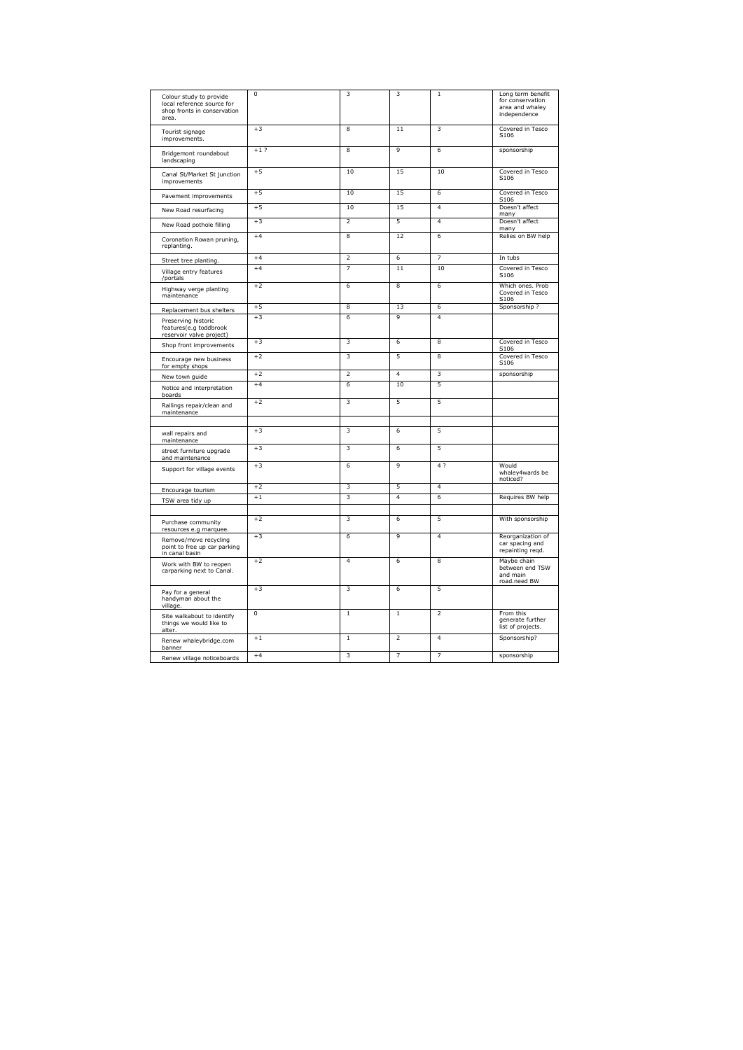| | | | | | |
|---|---|---|---|---|---|
| Colour study to provide local reference source for shop fronts in conservation area. | 0 | 3 | 3 | 1 | Long term benefit for conservation area and whaley independence |
| Tourist signage improvements. | +3 | 8 | 11 | 3 | Covered in Tesco S106 |
| Bridgemont roundabout landscaping | +1 ? | 8 | 9 | 6 | sponsorship |
| Canal St/Market St junction improvements | +5 | 10 | 15 | 10 | Covered in Tesco S106 |
| Pavement improvements | +5 | 10 | 15 | 6 | Covered in Tesco S106 |
| New Road resurfacing | +5 | 10 | 15 | 4 | Doesn't affect many |
| New Road pothole filling | +3 | 2 | 5 | 4 | Doesn't affect many |
| Coronation Rowan pruning, replanting. | +4 | 8 | 12 | 6 | Relies on BW help |
| Street tree planting. | +4 | 2 | 6 | 7 | In tubs |
| Village entry features /portals | +4 | 7 | 11 | 10 | Covered in Tesco S106 |
| Highway verge planting maintenance | +2 | 6 | 8 | 6 | Which ones. Prob Covered in Tesco S106 |
| Replacement bus shelters | +5 | 8 | 13 | 6 | Sponsorship ? |
| Preserving historic features(e.g toddbrook reservoir valve project) | +3 | 6 | 9 | 4 | |
| Shop front improvements | +3 | 3 | 6 | 8 | Covered in Tesco S106 |
| Encourage new business for empty shops | +2 | 3 | 5 | 8 | Covered in Tesco S106 |
| New town guide | +2 | 2 | 4 | 3 | sponsorship |
| Notice and interpretation boards | +4 | 6 | 10 | 5 | |
| Railings repair/clean and maintenance | +2 | 3 | 5 | 5 | |
| | | | | | |
| wall repairs and maintenance | +3 | 3 | 6 | 5 | |
| street furniture upgrade and maintenance | +3 | 3 | 6 | 5 | |
| Support for village events | +3 | 6 | 9 | 4 ? | Would whaley4wards be noticed? |
| Encourage tourism | +2 | 3 | 5 | 4 | |
| TSW area tidy up | +1 | 3 | 4 | 6 | Requires BW help |
| | | | | | |
| Purchase community resources e.g marquee. | +2 | 3 | 6 | 5 | With sponsorship |
| Remove/move recycling point to free up car parking in canal basin | +3 | 6 | 9 | 4 | Reorganization of car spacing and repainting reqd. |
| Work with BW to reopen carparking next to Canal. | +2 | 4 | 6 | 8 | Maybe chain between end TSW and main road.need BW |
| Pay for a general handyman about the village. | +3 | 3 | 6 | 5 | |
| Site walkabout to identify things we would like to alter. | 0 | 1 | 1 | 2 | From this generate further list of projects. |
| Renew whaleybridge.com banner | +1 | 1 | 2 | 4 | Sponsorship? |
| Renew village noticeboards | +4 | 3 | 7 | 7 | sponsorship |